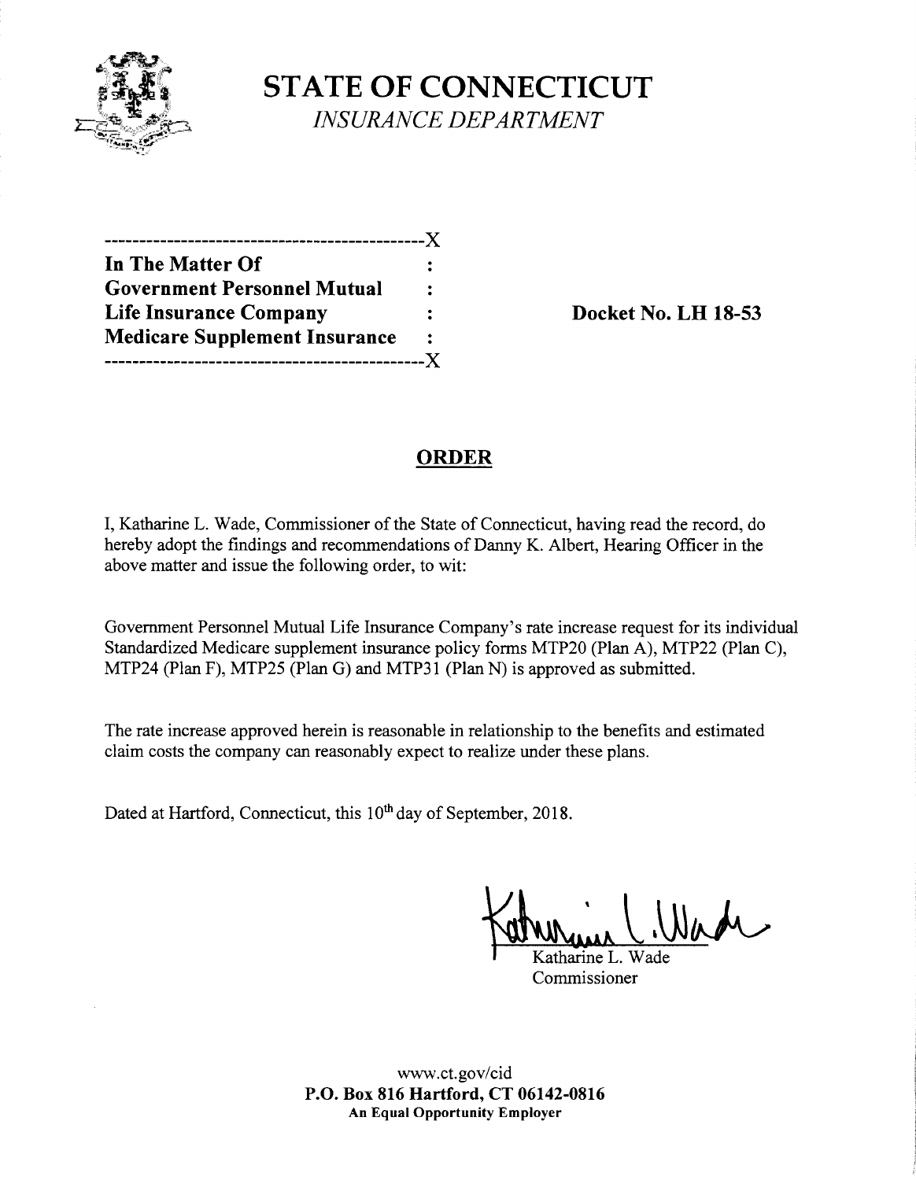# STATE OF CONNECTICUT

*INSURANCE DEPARTMENT*

-----------------------------------------------X
**In The Matter Of** :
**Government Personnel Mutual** :
**Life Insurance Company** :
**Medicare Supplement Insurance** :
-----------------------------------------------X

**Docket No. LH 18-53**

## ORDER

I, Katharine L. Wade, Commissioner of the State of Connecticut, having read the record, do hereby adopt the findings and recommendations of Danny K. Albert, Hearing Officer in the above matter and issue the following order, to wit:

Government Personnel Mutual Life Insurance Company's rate increase request for its individual Standardized Medicare supplement insurance policy forms MTP20 (Plan A), MTP22 (Plan C), MTP24 (Plan F), MTP25 (Plan G) and MTP31 (Plan N) is approved as submitted.

The rate increase approved herein is reasonable in relationship to the benefits and estimated claim costs the company can reasonably expect to realize under these plans.

Dated at Hartford, Connecticut, this 10th day of September, 2018.

Katharine L. Wade
Commissioner

www.ct.gov/cid
**P.O. Box 816 Hartford, CT 06142-0816**
**An Equal Opportunity Employer**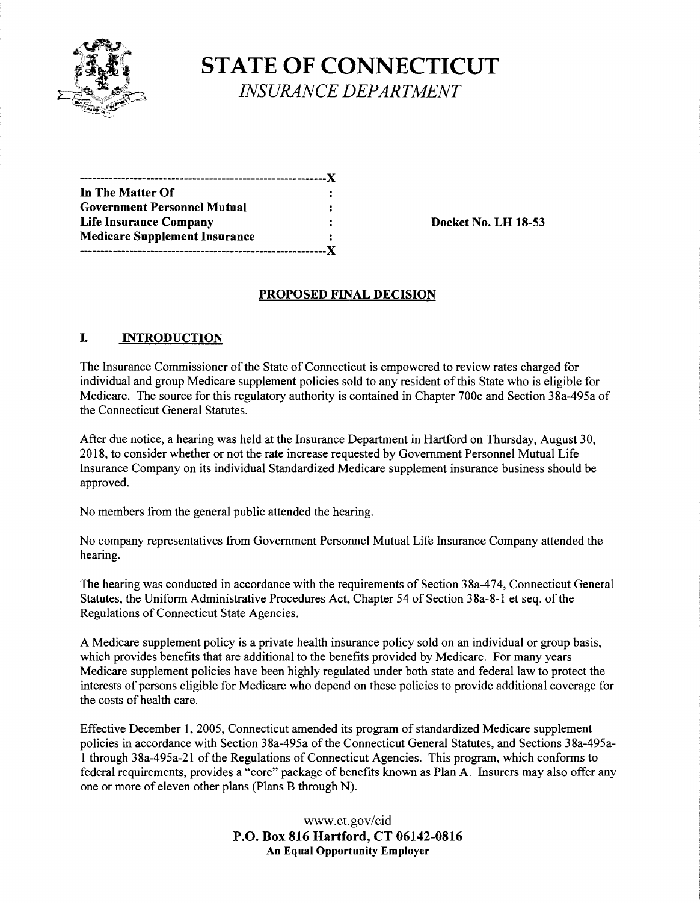STATE OF CONNECTICUT

*INSURANCE DEPARTMENT*

| | | |
|---|---|---|
| In The Matter Of | : | |
| Government Personnel Mutual | : | |
| Life Insurance Company | : | Docket No. LH 18-53 |
| Medicare Supplement Insurance | : | |

## PROPOSED FINAL DECISION

## I. INTRODUCTION

The Insurance Commissioner of the State of Connecticut is empowered to review rates charged for individual and group Medicare supplement policies sold to any resident of this State who is eligible for Medicare. The source for this regulatory authority is contained in Chapter 700c and Section 38a-495a of the Connecticut General Statutes.

After due notice, a hearing was held at the Insurance Department in Hartford on Thursday, August 30, 2018, to consider whether or not the rate increase requested by Government Personnel Mutual Life Insurance Company on its individual Standardized Medicare supplement insurance business should be approved.

No members from the general public attended the hearing.

No company representatives from Government Personnel Mutual Life Insurance Company attended the hearing.

The hearing was conducted in accordance with the requirements of Section 38a-474, Connecticut General Statutes, the Uniform Administrative Procedures Act, Chapter 54 of Section 38a-8-1 et seq. of the Regulations of Connecticut State Agencies.

A Medicare supplement policy is a private health insurance policy sold on an individual or group basis, which provides benefits that are additional to the benefits provided by Medicare. For many years Medicare supplement policies have been highly regulated under both state and federal law to protect the interests of persons eligible for Medicare who depend on these policies to provide additional coverage for the costs of health care.

Effective December 1, 2005, Connecticut amended its program of standardized Medicare supplement policies in accordance with Section 38a-495a of the Connecticut General Statutes, and Sections 38a-495a-1 through 38a-495a-21 of the Regulations of Connecticut Agencies. This program, which conforms to federal requirements, provides a "core" package of benefits known as Plan A. Insurers may also offer any one or more of eleven other plans (Plans B through N).

www.ct.gov/cid
**P.O. Box 816 Hartford, CT 06142-0816**
**An Equal Opportunity Employer**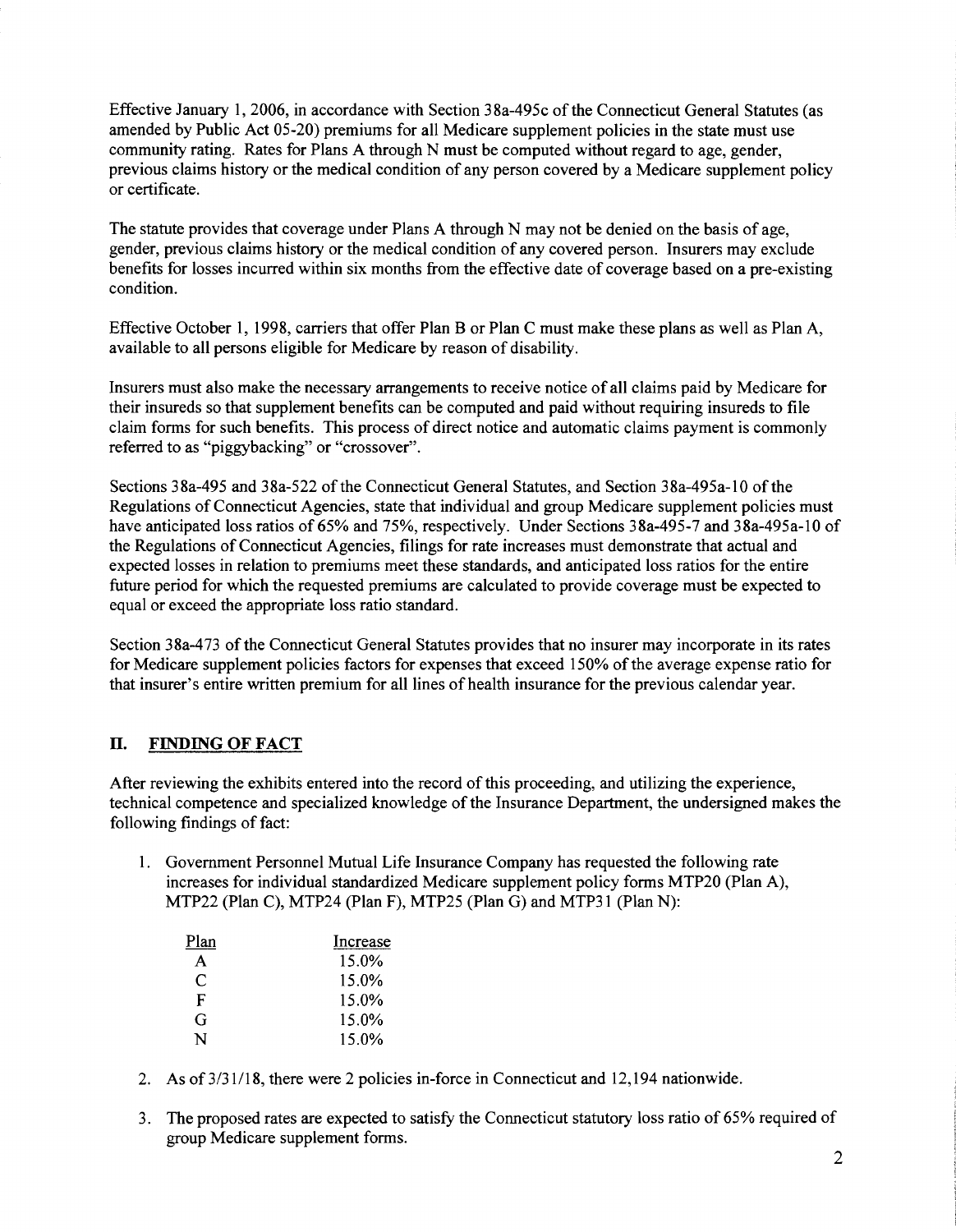Effective January 1, 2006, in accordance with Section 38a-495c of the Connecticut General Statutes (as amended by Public Act 05-20) premiums for all Medicare supplement policies in the state must use community rating. Rates for Plans A through N must be computed without regard to age, gender, previous claims history or the medical condition of any person covered by a Medicare supplement policy or certificate.

The statute provides that coverage under Plans A through N may not be denied on the basis of age, gender, previous claims history or the medical condition of any covered person. Insurers may exclude benefits for losses incurred within six months from the effective date of coverage based on a pre-existing condition.

Effective October 1, 1998, carriers that offer Plan B or Plan C must make these plans as well as Plan A, available to all persons eligible for Medicare by reason of disability.

Insurers must also make the necessary arrangements to receive notice of all claims paid by Medicare for their insureds so that supplement benefits can be computed and paid without requiring insureds to file claim forms for such benefits. This process of direct notice and automatic claims payment is commonly referred to as "piggybacking" or "crossover".

Sections 38a-495 and 38a-522 of the Connecticut General Statutes, and Section 38a-495a-10 of the Regulations of Connecticut Agencies, state that individual and group Medicare supplement policies must have anticipated loss ratios of 65% and 75%, respectively. Under Sections 38a-495-7 and 38a-495a-10 of the Regulations of Connecticut Agencies, filings for rate increases must demonstrate that actual and expected losses in relation to premiums meet these standards, and anticipated loss ratios for the entire future period for which the requested premiums are calculated to provide coverage must be expected to equal or exceed the appropriate loss ratio standard.

Section 38a-473 of the Connecticut General Statutes provides that no insurer may incorporate in its rates for Medicare supplement policies factors for expenses that exceed 150% of the average expense ratio for that insurer's entire written premium for all lines of health insurance for the previous calendar year.

## II. FINDING OF FACT

After reviewing the exhibits entered into the record of this proceeding, and utilizing the experience, technical competence and specialized knowledge of the Insurance Department, the undersigned makes the following findings of fact:

1. Government Personnel Mutual Life Insurance Company has requested the following rate increases for individual standardized Medicare supplement policy forms MTP20 (Plan A), MTP22 (Plan C), MTP24 (Plan F), MTP25 (Plan G) and MTP31 (Plan N):

| Plan | Increase |
|---|---|
| A | 15.0% |
| C | 15.0% |
| F | 15.0% |
| G | 15.0% |
| N | 15.0% |

2. As of 3/31/18, there were 2 policies in-force in Connecticut and 12,194 nationwide.

3. The proposed rates are expected to satisfy the Connecticut statutory loss ratio of 65% required of group Medicare supplement forms.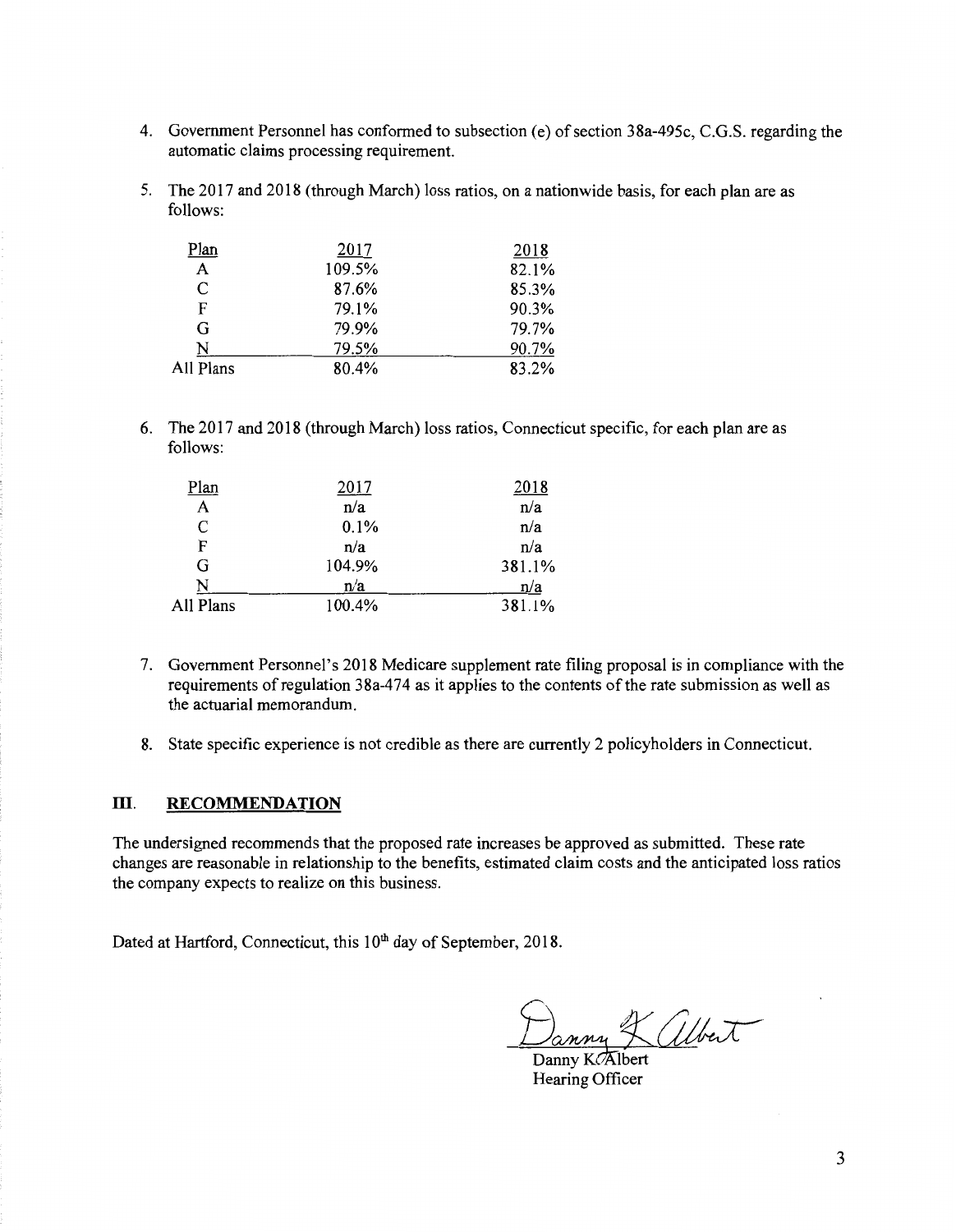4. Government Personnel has conformed to subsection (e) of section 38a-495c, C.G.S. regarding the automatic claims processing requirement.

5. The 2017 and 2018 (through March) loss ratios, on a nationwide basis, for each plan are as follows:

| Plan | 2017 | 2018 |
|---|---|---|
| A | 109.5% | 82.1% |
| C | 87.6% | 85.3% |
| F | 79.1% | 90.3% |
| G | 79.9% | 79.7% |
| N | 79.5% | 90.7% |
| All Plans | 80.4% | 83.2% |

6. The 2017 and 2018 (through March) loss ratios, Connecticut specific, for each plan are as follows:

| Plan | 2017 | 2018 |
|---|---|---|
| A | n/a | n/a |
| C | 0.1% | n/a |
| F | n/a | n/a |
| G | 104.9% | 381.1% |
| N | n/a | n/a |
| All Plans | 100.4% | 381.1% |

7. Government Personnel's 2018 Medicare supplement rate filing proposal is in compliance with the requirements of regulation 38a-474 as it applies to the contents of the rate submission as well as the actuarial memorandum.

8. State specific experience is not credible as there are currently 2 policyholders in Connecticut.

## III. RECOMMENDATION

The undersigned recommends that the proposed rate increases be approved as submitted. These rate changes are reasonable in relationship to the benefits, estimated claim costs and the anticipated loss ratios the company expects to realize on this business.

Dated at Hartford, Connecticut, this 10th day of September, 2018.

Danny K. Albert
Hearing Officer